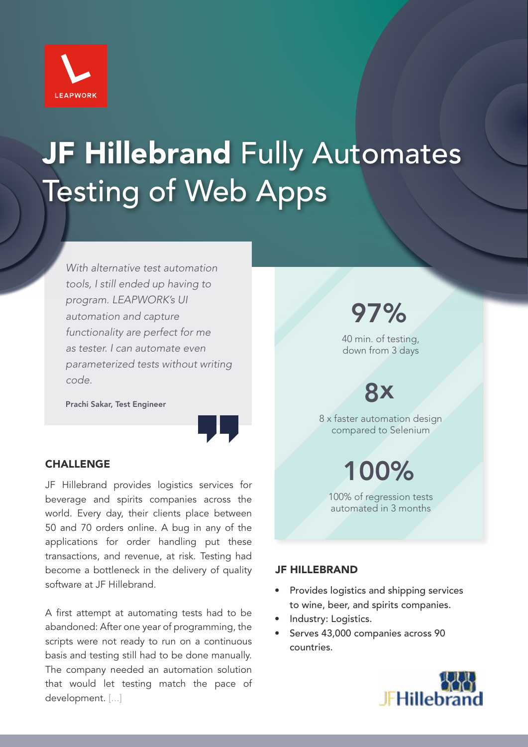LEAPWORK

# JF Hillebrand Fully Automates Testing of Web Apps

> *With alternative test automation tools, I still ended up having to program. LEAPWORK's UI automation and capture functionality are perfect for me as tester. I can automate even parameterized tests without writing code.*
>
> **Prachi Sakar, Test Engineer**

## CHALLENGE

JF Hillebrand provides logistics services for beverage and spirits companies across the world. Every day, their clients place between 50 and 70 orders online. A bug in any of the applications for order handling put these transactions, and revenue, at risk. Testing had become a bottleneck in the delivery of quality software at JF Hillebrand.

A first attempt at automating tests had to be abandoned: After one year of programming, the scripts were not ready to run on a continuous basis and testing still had to be done manually. The company needed an automation solution that would let testing match the pace of development. [...]

**97%**

40 min. of testing, down from 3 days

**8x**

8 x faster automation design compared to Selenium

**100%**

100% of regression tests automated in 3 months

## JF HILLEBRAND

- Provides logistics and shipping services to wine, beer, and spirits companies.
- Industry: Logistics.
- Serves 43,000 companies across 90 countries.

JFHillebrand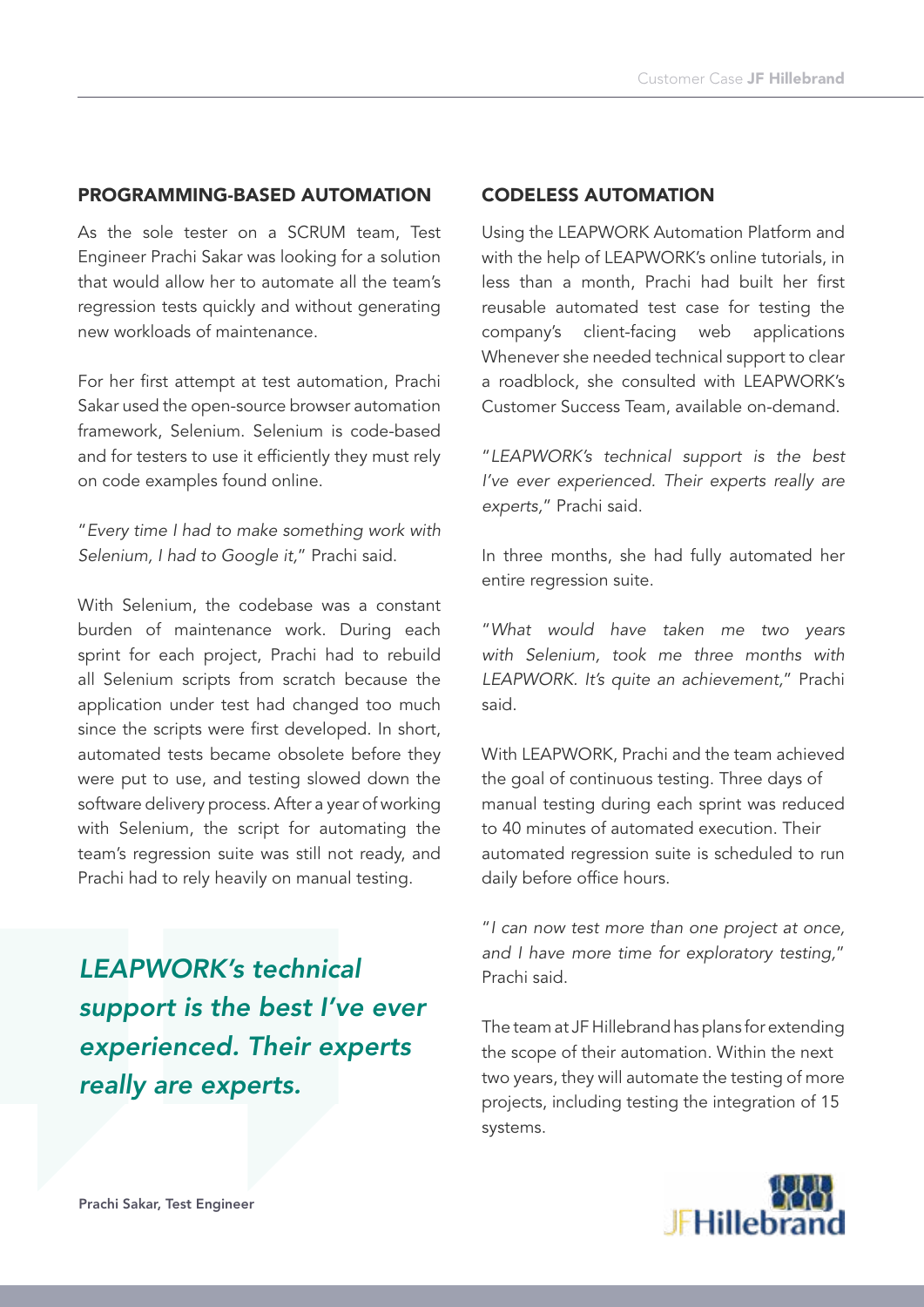## PROGRAMMING-BASED AUTOMATION

As the sole tester on a SCRUM team, Test Engineer Prachi Sakar was looking for a solution that would allow her to automate all the team's regression tests quickly and without generating new workloads of maintenance.

For her first attempt at test automation, Prachi Sakar used the open-source browser automation framework, Selenium. Selenium is code-based and for testers to use it efficiently they must rely on code examples found online.

"*Every time I had to make something work with Selenium, I had to Google it*," Prachi said.

With Selenium, the codebase was a constant burden of maintenance work. During each sprint for each project, Prachi had to rebuild all Selenium scripts from scratch because the application under test had changed too much since the scripts were first developed. In short, automated tests became obsolete before they were put to use, and testing slowed down the software delivery process. After a year of working with Selenium, the script for automating the team's regression suite was still not ready, and Prachi had to rely heavily on manual testing.

> ***LEAPWORK's technical support is the best I've ever experienced. Their experts really are experts.***
>
> **Prachi Sakar, Test Engineer**

## CODELESS AUTOMATION

Using the LEAPWORK Automation Platform and with the help of LEAPWORK's online tutorials, in less than a month, Prachi had built her first reusable automated test case for testing the company's client-facing web applications Whenever she needed technical support to clear a roadblock, she consulted with LEAPWORK's Customer Success Team, available on-demand.

"*LEAPWORK's technical support is the best I've ever experienced. Their experts really are experts*," Prachi said.

In three months, she had fully automated her entire regression suite.

"*What would have taken me two years with Selenium, took me three months with LEAPWORK. It's quite an achievement*," Prachi said.

With LEAPWORK, Prachi and the team achieved the goal of continuous testing. Three days of manual testing during each sprint was reduced to 40 minutes of automated execution. Their automated regression suite is scheduled to run daily before office hours.

"*I can now test more than one project at once, and I have more time for exploratory testing*," Prachi said.

The team at JF Hillebrand has plans for extending the scope of their automation. Within the next two years, they will automate the testing of more projects, including testing the integration of 15 systems.

JF Hillebrand